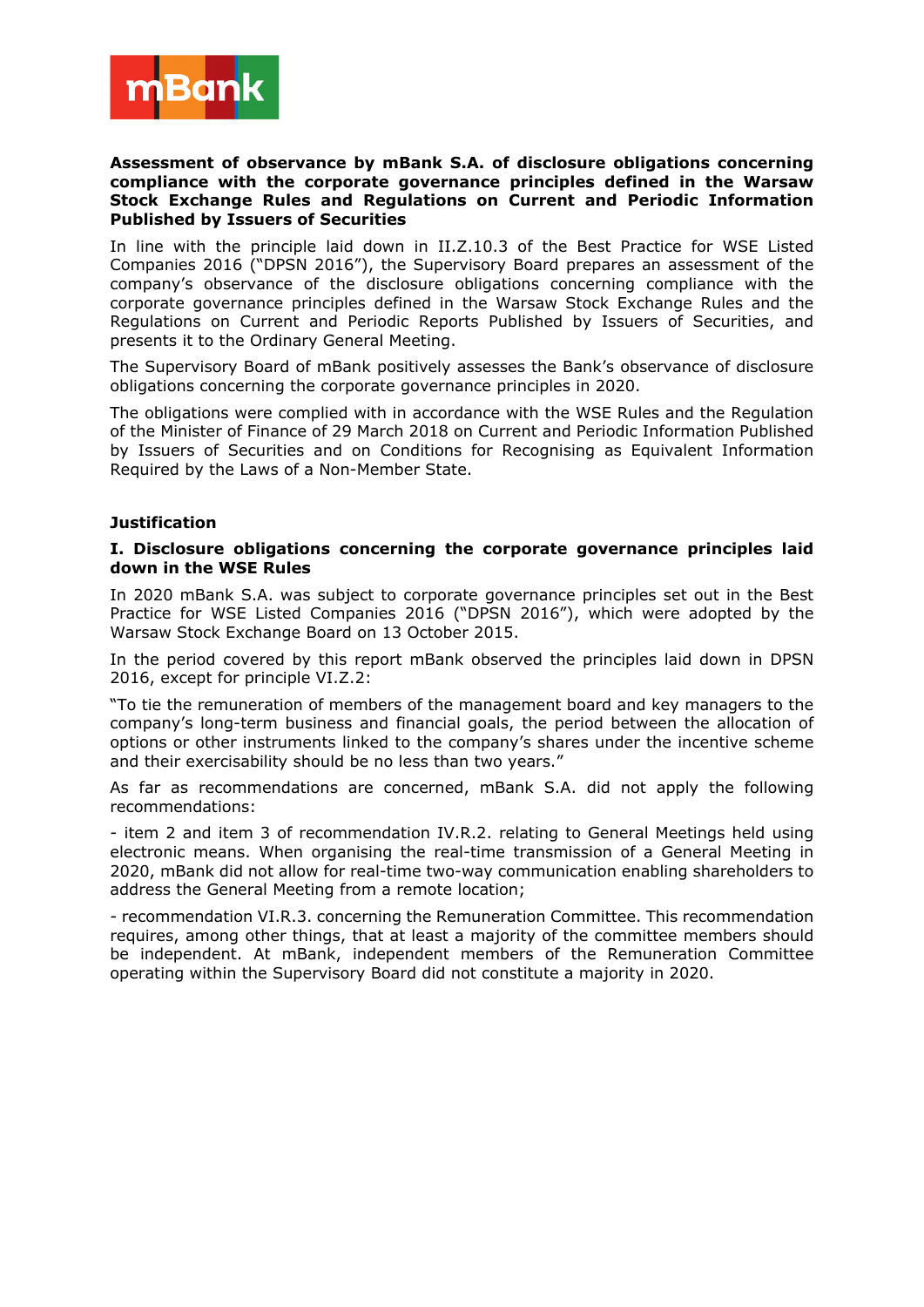**Assessment of observance by mBank S.A. of disclosure obligations concerning compliance with the corporate governance principles defined in the Warsaw Stock Exchange Rules and Regulations on Current and Periodic Information Published by Issuers of Securities**

In line with the principle laid down in II.Z.10.3 of the Best Practice for WSE Listed Companies 2016 ("DPSN 2016"), the Supervisory Board prepares an assessment of the company's observance of the disclosure obligations concerning compliance with the corporate governance principles defined in the Warsaw Stock Exchange Rules and the Regulations on Current and Periodic Reports Published by Issuers of Securities, and presents it to the Ordinary General Meeting.

The Supervisory Board of mBank positively assesses the Bank's observance of disclosure obligations concerning the corporate governance principles in 2020.

The obligations were complied with in accordance with the WSE Rules and the Regulation of the Minister of Finance of 29 March 2018 on Current and Periodic Information Published by Issuers of Securities and on Conditions for Recognising as Equivalent Information Required by the Laws of a Non-Member State.

**Justification**

**I. Disclosure obligations concerning the corporate governance principles laid down in the WSE Rules**

In 2020 mBank S.A. was subject to corporate governance principles set out in the Best Practice for WSE Listed Companies 2016 ("DPSN 2016"), which were adopted by the Warsaw Stock Exchange Board on 13 October 2015.

In the period covered by this report mBank observed the principles laid down in DPSN 2016, except for principle VI.Z.2:

"To tie the remuneration of members of the management board and key managers to the company's long-term business and financial goals, the period between the allocation of options or other instruments linked to the company's shares under the incentive scheme and their exercisability should be no less than two years."

As far as recommendations are concerned, mBank S.A. did not apply the following recommendations:

- item 2 and item 3 of recommendation IV.R.2. relating to General Meetings held using electronic means. When organising the real-time transmission of a General Meeting in 2020, mBank did not allow for real-time two-way communication enabling shareholders to address the General Meeting from a remote location;

- recommendation VI.R.3. concerning the Remuneration Committee. This recommendation requires, among other things, that at least a majority of the committee members should be independent. At mBank, independent members of the Remuneration Committee operating within the Supervisory Board did not constitute a majority in 2020.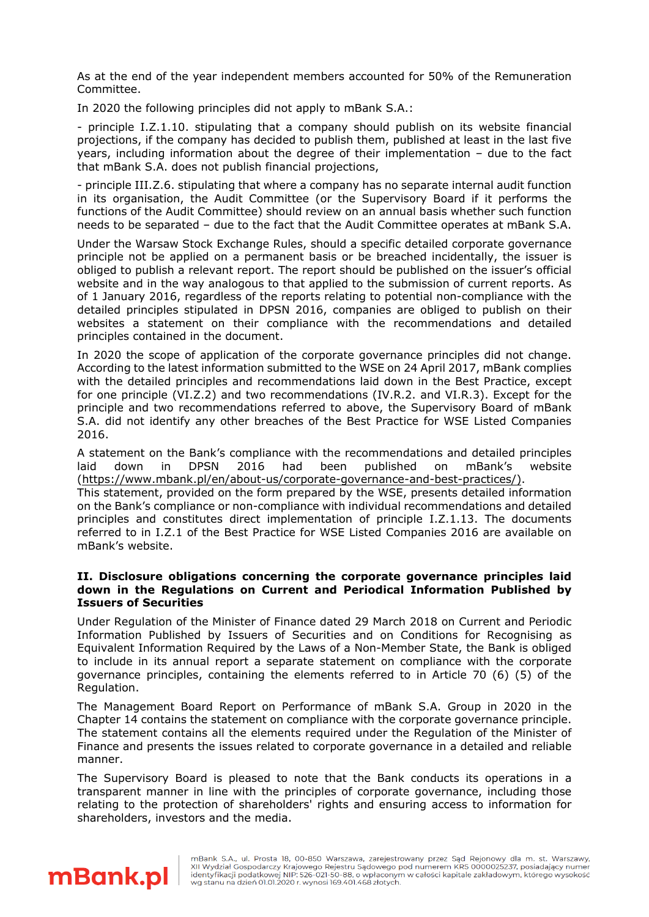As at the end of the year independent members accounted for 50% of the Remuneration Committee.

In 2020 the following principles did not apply to mBank S.A.:

- principle I.Z.1.10. stipulating that a company should publish on its website financial projections, if the company has decided to publish them, published at least in the last five years, including information about the degree of their implementation – due to the fact that mBank S.A. does not publish financial projections,

- principle III.Z.6. stipulating that where a company has no separate internal audit function in its organisation, the Audit Committee (or the Supervisory Board if it performs the functions of the Audit Committee) should review on an annual basis whether such function needs to be separated – due to the fact that the Audit Committee operates at mBank S.A.

Under the Warsaw Stock Exchange Rules, should a specific detailed corporate governance principle not be applied on a permanent basis or be breached incidentally, the issuer is obliged to publish a relevant report. The report should be published on the issuer's official website and in the way analogous to that applied to the submission of current reports. As of 1 January 2016, regardless of the reports relating to potential non-compliance with the detailed principles stipulated in DPSN 2016, companies are obliged to publish on their websites a statement on their compliance with the recommendations and detailed principles contained in the document.

In 2020 the scope of application of the corporate governance principles did not change. According to the latest information submitted to the WSE on 24 April 2017, mBank complies with the detailed principles and recommendations laid down in the Best Practice, except for one principle (VI.Z.2) and two recommendations (IV.R.2. and VI.R.3). Except for the principle and two recommendations referred to above, the Supervisory Board of mBank S.A. did not identify any other breaches of the Best Practice for WSE Listed Companies 2016.

A statement on the Bank's compliance with the recommendations and detailed principles laid down in DPSN 2016 had been published on mBank's website (https://www.mbank.pl/en/about-us/corporate-governance-and-best-practices/).
This statement, provided on the form prepared by the WSE, presents detailed information on the Bank's compliance or non-compliance with individual recommendations and detailed principles and constitutes direct implementation of principle I.Z.1.13. The documents referred to in I.Z.1 of the Best Practice for WSE Listed Companies 2016 are available on mBank's website.

**II. Disclosure obligations concerning the corporate governance principles laid down in the Regulations on Current and Periodical Information Published by Issuers of Securities**

Under Regulation of the Minister of Finance dated 29 March 2018 on Current and Periodic Information Published by Issuers of Securities and on Conditions for Recognising as Equivalent Information Required by the Laws of a Non-Member State, the Bank is obliged to include in its annual report a separate statement on compliance with the corporate governance principles, containing the elements referred to in Article 70 (6) (5) of the Regulation.

The Management Board Report on Performance of mBank S.A. Group in 2020 in the Chapter 14 contains the statement on compliance with the corporate governance principle. The statement contains all the elements required under the Regulation of the Minister of Finance and presents the issues related to corporate governance in a detailed and reliable manner.

The Supervisory Board is pleased to note that the Bank conducts its operations in a transparent manner in line with the principles of corporate governance, including those relating to the protection of shareholders' rights and ensuring access to information for shareholders, investors and the media.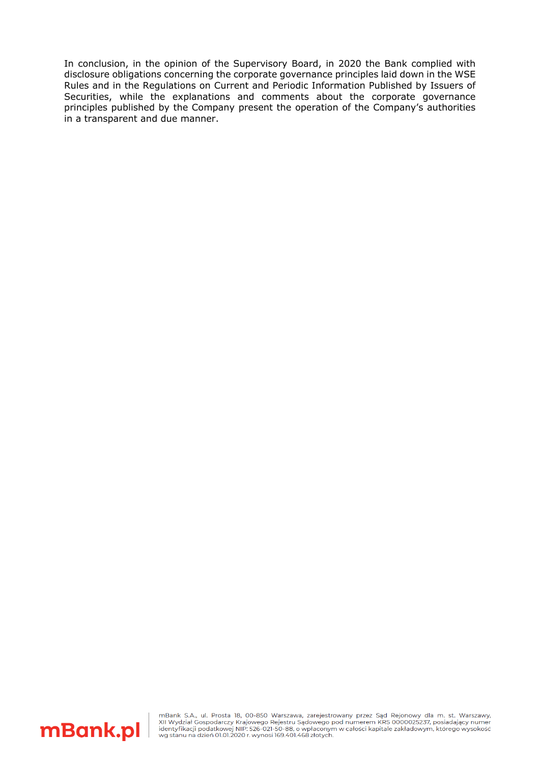In conclusion, in the opinion of the Supervisory Board, in 2020 the Bank complied with disclosure obligations concerning the corporate governance principles laid down in the WSE Rules and in the Regulations on Current and Periodic Information Published by Issuers of Securities, while the explanations and comments about the corporate governance principles published by the Company present the operation of the Company's authorities in a transparent and due manner.